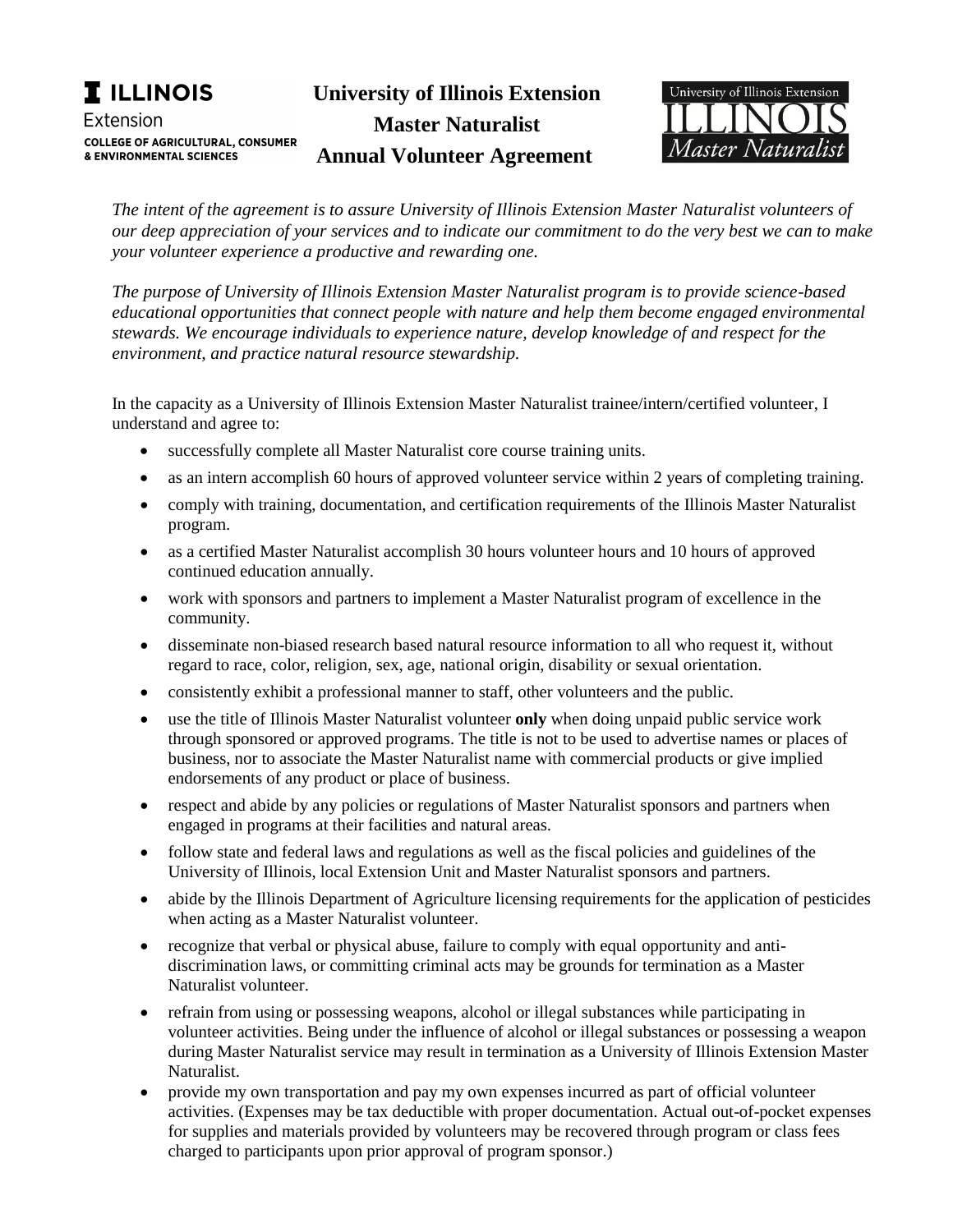# University of Illinois Extension Master Naturalist Annual Volunteer Agreement

*The intent of the agreement is to assure University of Illinois Extension Master Naturalist volunteers of our deep appreciation of your services and to indicate our commitment to do the very best we can to make your volunteer experience a productive and rewarding one.*

*The purpose of University of Illinois Extension Master Naturalist program is to provide science-based educational opportunities that connect people with nature and help them become engaged environmental stewards. We encourage individuals to experience nature, develop knowledge of and respect for the environment, and practice natural resource stewardship.*

In the capacity as a University of Illinois Extension Master Naturalist trainee/intern/certified volunteer, I understand and agree to:

- successfully complete all Master Naturalist core course training units.
- as an intern accomplish 60 hours of approved volunteer service within 2 years of completing training.
- comply with training, documentation, and certification requirements of the Illinois Master Naturalist program.
- as a certified Master Naturalist accomplish 30 hours volunteer hours and 10 hours of approved continued education annually.
- work with sponsors and partners to implement a Master Naturalist program of excellence in the community.
- disseminate non-biased research based natural resource information to all who request it, without regard to race, color, religion, sex, age, national origin, disability or sexual orientation.
- consistently exhibit a professional manner to staff, other volunteers and the public.
- use the title of Illinois Master Naturalist volunteer **only** when doing unpaid public service work through sponsored or approved programs. The title is not to be used to advertise names or places of business, nor to associate the Master Naturalist name with commercial products or give implied endorsements of any product or place of business.
- respect and abide by any policies or regulations of Master Naturalist sponsors and partners when engaged in programs at their facilities and natural areas.
- follow state and federal laws and regulations as well as the fiscal policies and guidelines of the University of Illinois, local Extension Unit and Master Naturalist sponsors and partners.
- abide by the Illinois Department of Agriculture licensing requirements for the application of pesticides when acting as a Master Naturalist volunteer.
- recognize that verbal or physical abuse, failure to comply with equal opportunity and anti-discrimination laws, or committing criminal acts may be grounds for termination as a Master Naturalist volunteer.
- refrain from using or possessing weapons, alcohol or illegal substances while participating in volunteer activities. Being under the influence of alcohol or illegal substances or possessing a weapon during Master Naturalist service may result in termination as a University of Illinois Extension Master Naturalist.
- provide my own transportation and pay my own expenses incurred as part of official volunteer activities. (Expenses may be tax deductible with proper documentation. Actual out-of-pocket expenses for supplies and materials provided by volunteers may be recovered through program or class fees charged to participants upon prior approval of program sponsor.)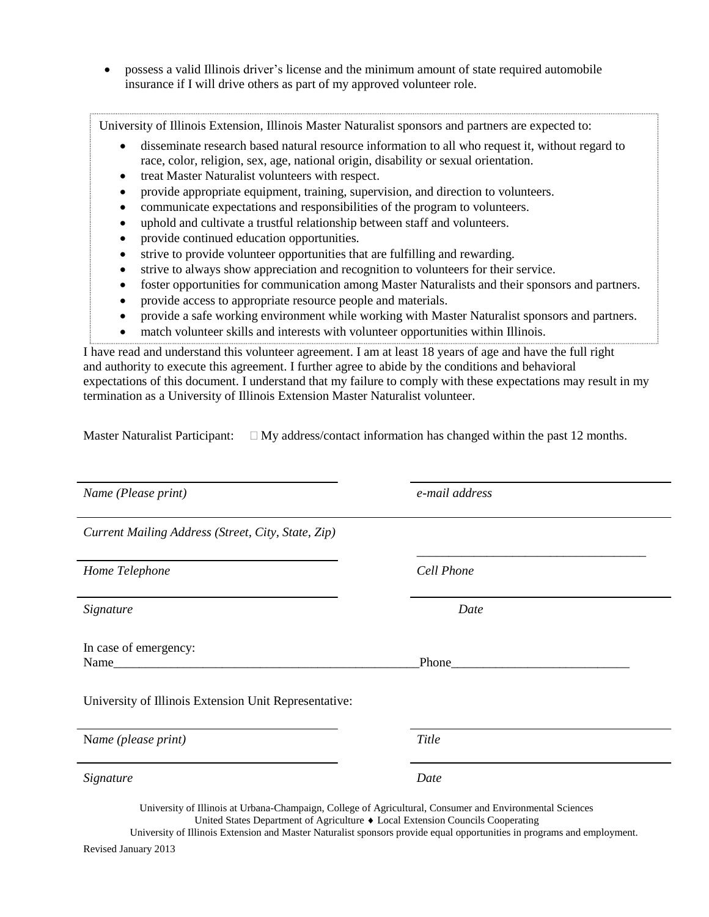- possess a valid Illinois driver's license and the minimum amount of state required automobile insurance if I will drive others as part of my approved volunteer role.

University of Illinois Extension, Illinois Master Naturalist sponsors and partners are expected to:

- disseminate research based natural resource information to all who request it, without regard to race, color, religion, sex, age, national origin, disability or sexual orientation.
- treat Master Naturalist volunteers with respect.
- provide appropriate equipment, training, supervision, and direction to volunteers.
- communicate expectations and responsibilities of the program to volunteers.
- uphold and cultivate a trustful relationship between staff and volunteers.
- provide continued education opportunities.
- strive to provide volunteer opportunities that are fulfilling and rewarding.
- strive to always show appreciation and recognition to volunteers for their service.
- foster opportunities for communication among Master Naturalists and their sponsors and partners.
- provide access to appropriate resource people and materials.
- provide a safe working environment while working with Master Naturalist sponsors and partners.
- match volunteer skills and interests with volunteer opportunities within Illinois.

I have read and understand this volunteer agreement. I am at least 18 years of age and have the full right and authority to execute this agreement. I further agree to abide by the conditions and behavioral expectations of this document. I understand that my failure to comply with these expectations may result in my termination as a University of Illinois Extension Master Naturalist volunteer.

Master Naturalist Participant: ☐ My address/contact information has changed within the past 12 months.

| | |
|---|---|
| *Name (Please print)* | *e-mail address* |
| *Current Mailing Address (Street, City, State, Zip)* | |
| *Home Telephone* | *Cell Phone* |
| *Signature* | *Date* |

In case of emergency:
Name\_\_\_\_\_\_\_\_\_\_\_\_\_\_\_\_\_\_\_\_\_\_\_\_\_\_\_\_\_\_\_\_\_\_\_\_\_\_\_\_\_\_\_\_\_\_\_\_Phone\_\_\_\_\_\_\_\_\_\_\_\_\_\_\_\_\_\_\_\_\_\_\_\_\_\_\_\_

University of Illinois Extension Unit Representative:

| | |
|---|---|
| N*ame (please print)* | *Title* |
| *Signature* | *Date* |

University of Illinois at Urbana-Champaign, College of Agricultural, Consumer and Environmental Sciences
United States Department of Agriculture ♦ Local Extension Councils Cooperating
University of Illinois Extension and Master Naturalist sponsors provide equal opportunities in programs and employment.

Revised January 2013